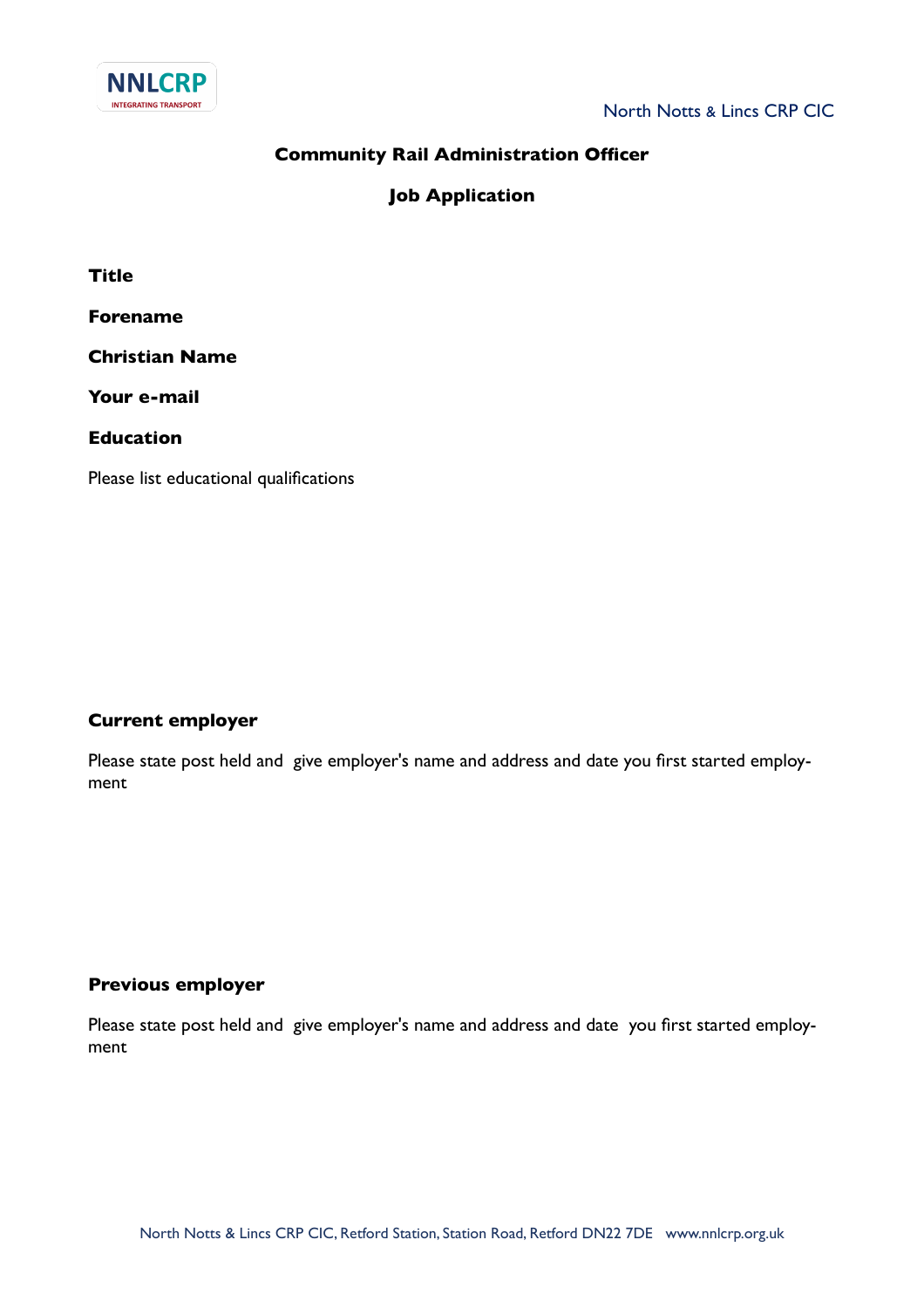NNLCRP
INTEGRATING TRANSPORT

North Notts & Lincs CRP CIC

# Community Rail Administration Officer

## Job Application

**Title**

**Forename**

**Christian Name**

**Your e-mail**

**Education**

Please list educational qualifications

**Current employer**

Please state post held and give employer's name and address and date you first started employment

**Previous employer**

Please state post held and give employer's name and address and date you first started employment

North Notts & Lincs CRP CIC, Retford Station, Station Road, Retford DN22 7DE www.nnlcrp.org.uk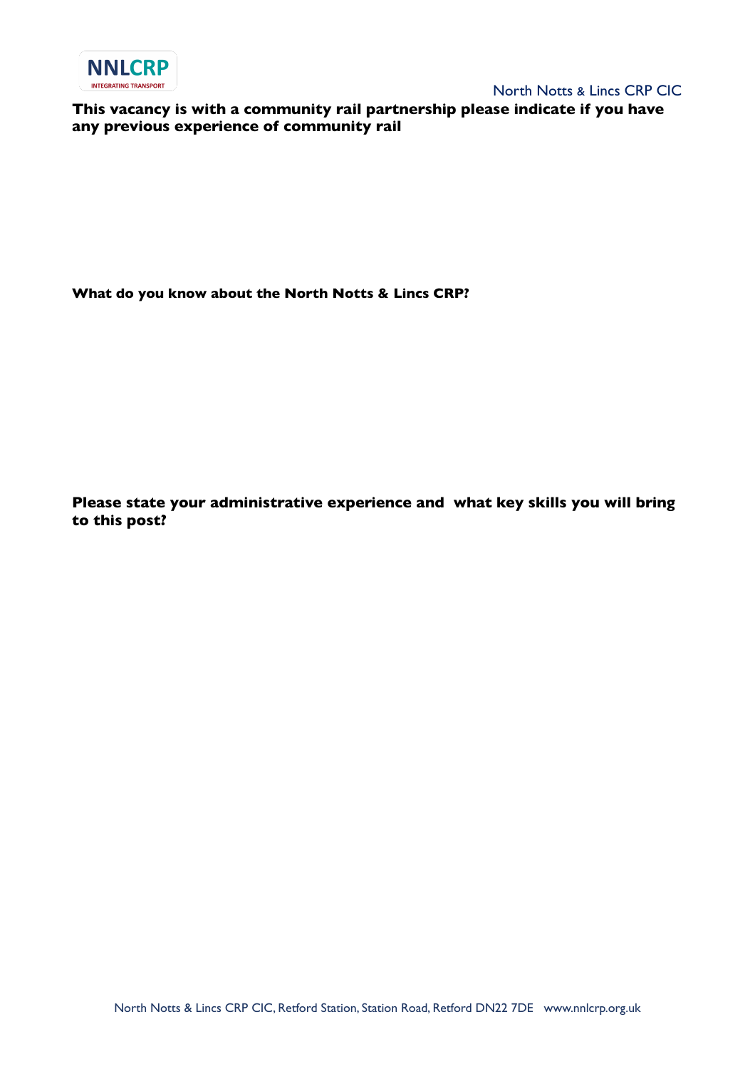**This vacancy is with a community rail partnership please indicate if you have any previous experience of community rail**

**What do you know about the North Notts & Lincs CRP?**

**Please state your administrative experience and what key skills you will bring to this post?**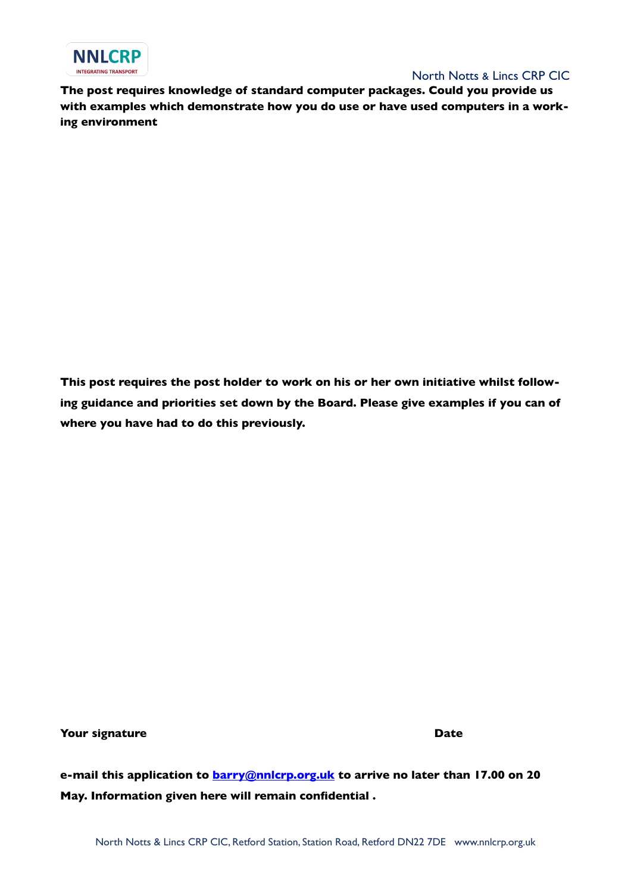**The post requires knowledge of standard computer packages. Could you provide us with examples which demonstrate how you do use or have used computers in a working environment**

**This post requires the post holder to work on his or her own initiative whilst following guidance and priorities set down by the Board. Please give examples if you can of where you have had to do this previously.**

**Your signature** **Date**

**e-mail this application to [barry@nnlcrp.org.uk](mailto:barry@nnlcrp.org.uk) to arrive no later than 17.00 on 20 May. Information given here will remain confidential .**